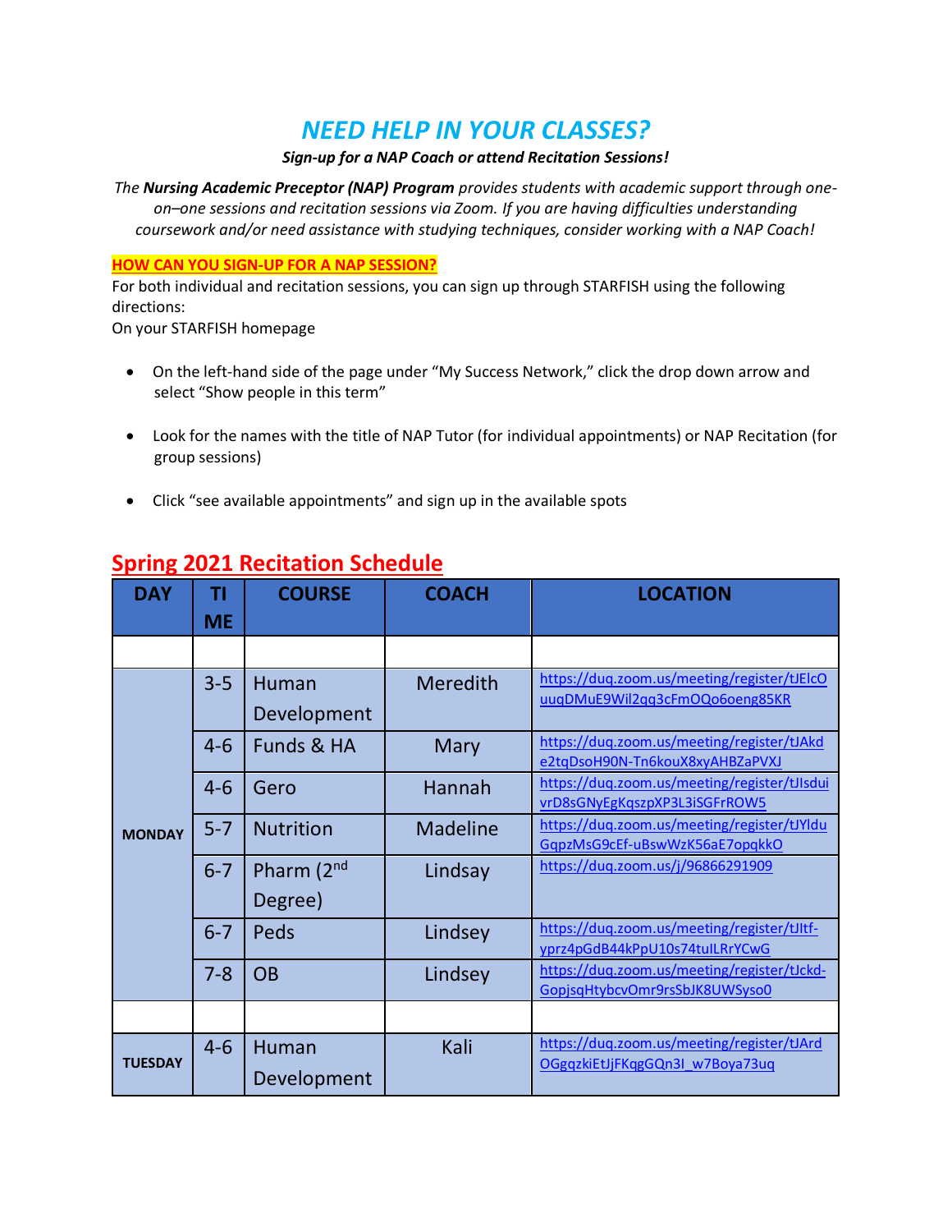# *NEED HELP IN YOUR CLASSES?*

***Sign-up for a NAP Coach or attend Recitation Sessions!***

*The **Nursing Academic Preceptor (NAP) Program** provides students with academic support through one-on–one sessions and recitation sessions via Zoom. If you are having difficulties understanding coursework and/or need assistance with studying techniques, consider working with a NAP Coach!*

**HOW CAN YOU SIGN-UP FOR A NAP SESSION?**

For both individual and recitation sessions, you can sign up through STARFISH using the following directions:
On your STARFISH homepage

- On the left-hand side of the page under "My Success Network," click the drop down arrow and select "Show people in this term"
- Look for the names with the title of NAP Tutor (for individual appointments) or NAP Recitation (for group sessions)
- Click "see available appointments" and sign up in the available spots

## Spring 2021 Recitation Schedule

| DAY | TIME | COURSE | COACH | LOCATION |
|---|---|---|---|---|
| | | | | |
| MONDAY | 3-5 | Human Development | Meredith | https://duq.zoom.us/meeting/register/tJElcOuuqDMuE9Wil2qq3cFmOQo6oeng85KR |
| | 4-6 | Funds & HA | Mary | https://duq.zoom.us/meeting/register/tJAkde2tqDsoH90N-Tn6kouX8xyAHBZaPVXJ |
| | 4-6 | Gero | Hannah | https://duq.zoom.us/meeting/register/tJIsduivrD8sGNyEgKqszpXP3L3iSGFrROW5 |
| | 5-7 | Nutrition | Madeline | https://duq.zoom.us/meeting/register/tJYlduGqpzMsG9cEf-uBswWzK56aE7opqkkO |
| | 6-7 | Pharm (2nd Degree) | Lindsay | https://duq.zoom.us/j/96866291909 |
| | 6-7 | Peds | Lindsey | https://duq.zoom.us/meeting/register/tJItf-yprz4pGdB44kPpU10s74tuILRrYCwG |
| | 7-8 | OB | Lindsey | https://duq.zoom.us/meeting/register/tJckd-GopjsqHtybcvOmr9rsSbJK8UWSyso0 |
| | | | | |
| TUESDAY | 4-6 | Human Development | Kali | https://duq.zoom.us/meeting/register/tJArdOGgqzkiEtJjFKqgGQn3I_w7Boya73uq |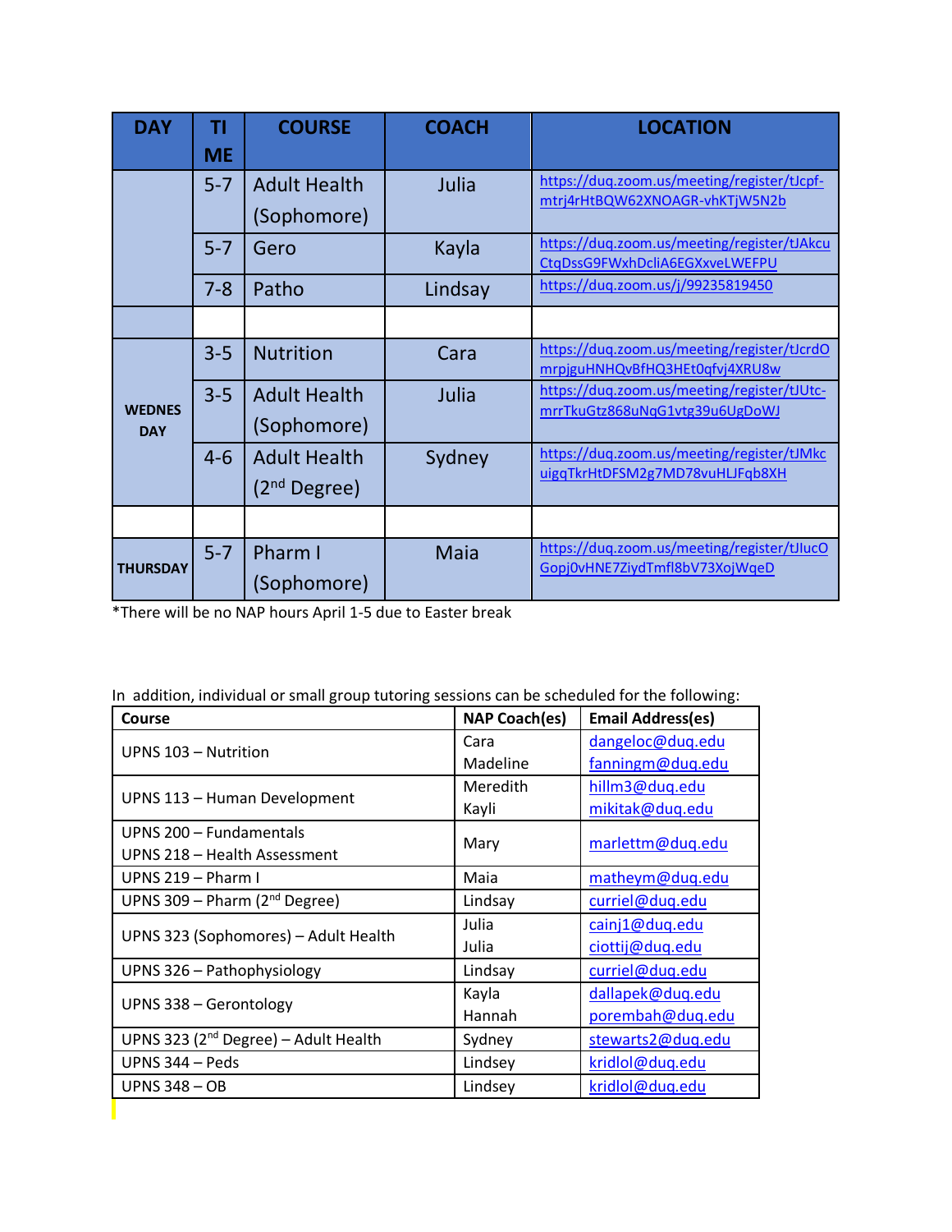| DAY | TIME | COURSE | COACH | LOCATION |
|---|---|---|---|---|
| | 5-7 | Adult Health (Sophomore) | Julia | https://duq.zoom.us/meeting/register/tJcpf-mtrj4rHtBQW62XNOAGR-vhKTjW5N2b |
| | 5-7 | Gero | Kayla | https://duq.zoom.us/meeting/register/tJAkcuCtqDssG9FWxhDcliA6EGXxveLWEFPU |
| | 7-8 | Patho | Lindsay | https://duq.zoom.us/j/99235819450 |
| | | | | |
| WEDNESDAY | 3-5 | Nutrition | Cara | https://duq.zoom.us/meeting/register/tJcrdOmrpjguHNHQvBfHQ3HEt0qfvj4XRU8w |
| WEDNESDAY | 3-5 | Adult Health (Sophomore) | Julia | https://duq.zoom.us/meeting/register/tJUtc-mrrTkuGtz868uNqG1vtg39u6UgDoWJ |
| WEDNESDAY | 4-6 | Adult Health (2nd Degree) | Sydney | https://duq.zoom.us/meeting/register/tJMkcuigqTkrHtDFSM2g7MD78vuHLJFqb8XH |
| | | | | |
| THURSDAY | 5-7 | Pharm I (Sophomore) | Maia | https://duq.zoom.us/meeting/register/tJlucOGopj0vHNE7ZiydTmfl8bV73XojWqeD |

*There will be no NAP hours April 1-5 due to Easter break

In addition, individual or small group tutoring sessions can be scheduled for the following:

| Course | NAP Coach(es) | Email Address(es) |
|---|---|---|
| UPNS 103 – Nutrition | Cara<br>Madeline | dangeloc@duq.edu<br>fanningm@duq.edu |
| UPNS 113 – Human Development | Meredith<br>Kayli | hillm3@duq.edu<br>mikitak@duq.edu |
| UPNS 200 – Fundamentals<br>UPNS 218 – Health Assessment | Mary | marlettm@duq.edu |
| UPNS 219 – Pharm I | Maia | matheym@duq.edu |
| UPNS 309 – Pharm (2nd Degree) | Lindsay | curriel@duq.edu |
| UPNS 323 (Sophomores) – Adult Health | Julia<br>Julia | cainj1@duq.edu<br>ciottij@duq.edu |
| UPNS 326 – Pathophysiology | Lindsay | curriel@duq.edu |
| UPNS 338 – Gerontology | Kayla<br>Hannah | dallapek@duq.edu<br>porembah@duq.edu |
| UPNS 323 (2nd Degree) – Adult Health | Sydney | stewarts2@duq.edu |
| UPNS 344 – Peds | Lindsey | kridlol@duq.edu |
| UPNS 348 – OB | Lindsey | kridlol@duq.edu |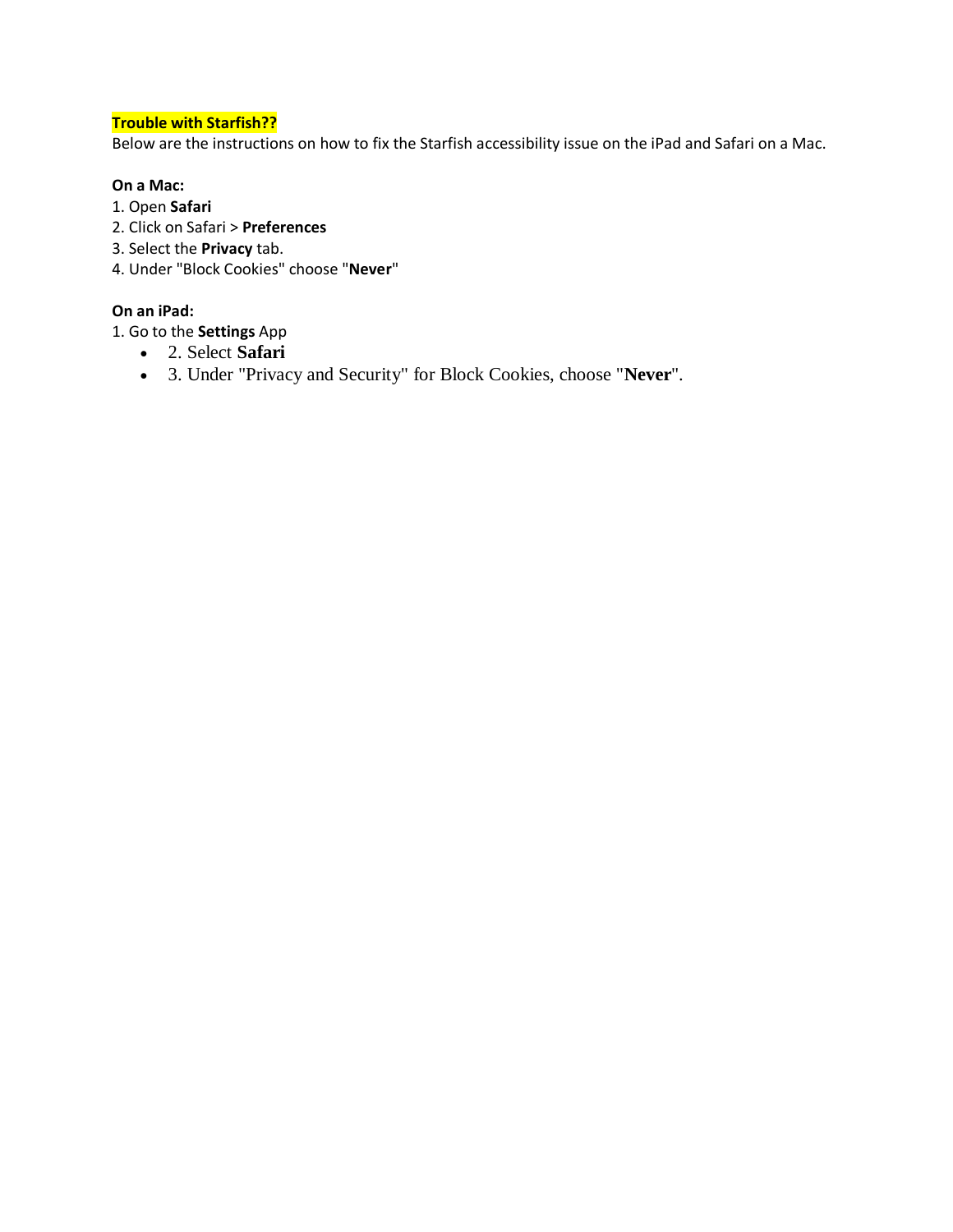**Trouble with Starfish??**

Below are the instructions on how to fix the Starfish accessibility issue on the iPad and Safari on a Mac.

**On a Mac:**

1. Open **Safari**
2. Click on Safari > **Preferences**
3. Select the **Privacy** tab.
4. Under "Block Cookies" choose "**Never**"

**On an iPad:**

1. Go to the **Settings** App

- 2. Select **Safari**
- 3. Under "Privacy and Security" for Block Cookies, choose "**Never**".